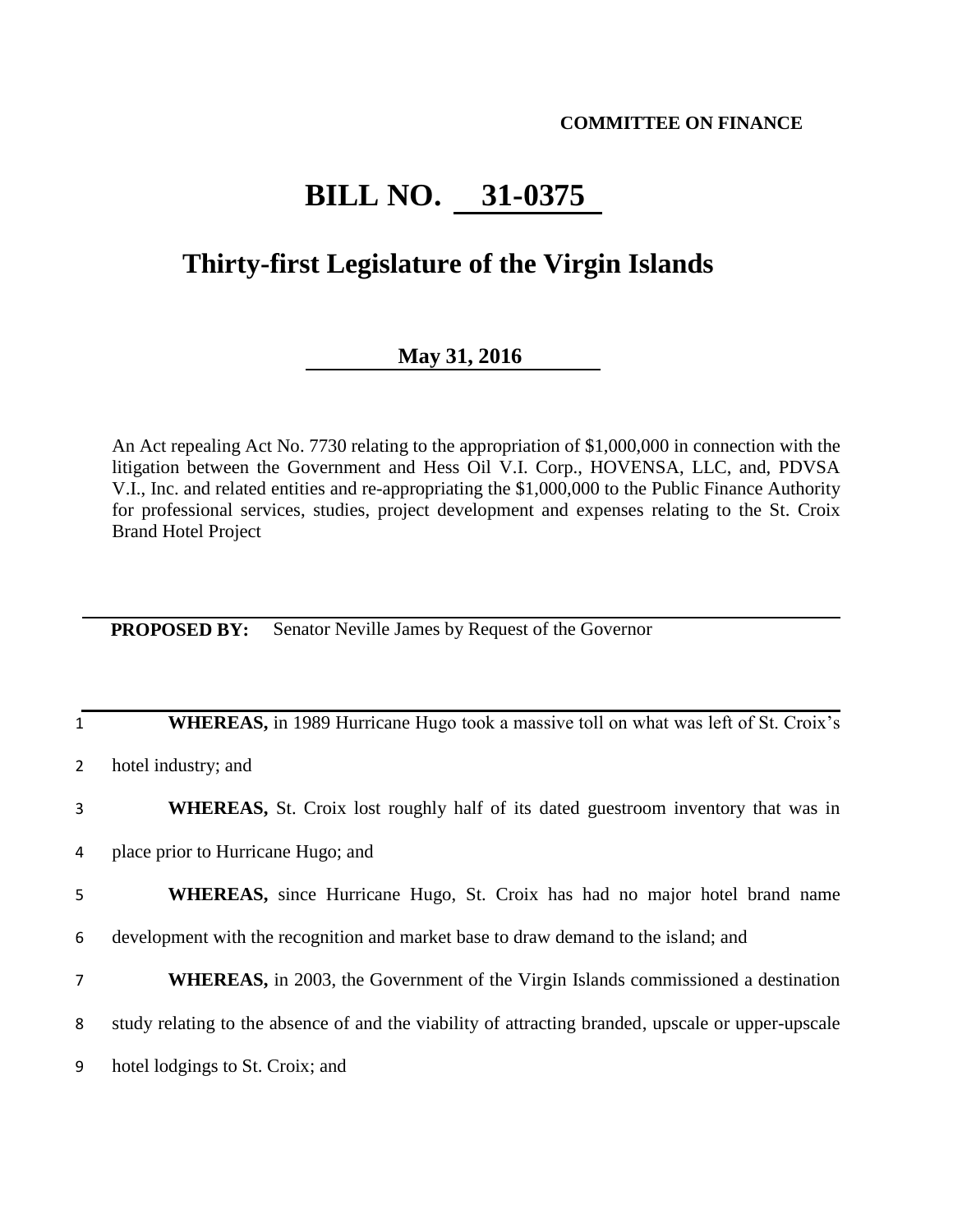**COMMITTEE ON FINANCE**

# BILL NO. 31-0375

## Thirty-first Legislature of the Virgin Islands

**May 31, 2016**

An Act repealing Act No. 7730 relating to the appropriation of $1,000,000 in connection with the litigation between the Government and Hess Oil V.I. Corp., HOVENSA, LLC, and, PDVSA V.I., Inc. and related entities and re-appropriating the $1,000,000 to the Public Finance Authority for professional services, studies, project development and expenses relating to the St. Croix Brand Hotel Project

---

**PROPOSED BY:** Senator Neville James by Request of the Governor

---

1 **WHEREAS,** in 1989 Hurricane Hugo took a massive toll on what was left of St. Croix's
2 hotel industry; and

3 **WHEREAS,** St. Croix lost roughly half of its dated guestroom inventory that was in
4 place prior to Hurricane Hugo; and

5 **WHEREAS,** since Hurricane Hugo, St. Croix has had no major hotel brand name
6 development with the recognition and market base to draw demand to the island; and

7 **WHEREAS,** in 2003, the Government of the Virgin Islands commissioned a destination
8 study relating to the absence of and the viability of attracting branded, upscale or upper-upscale
9 hotel lodgings to St. Croix; and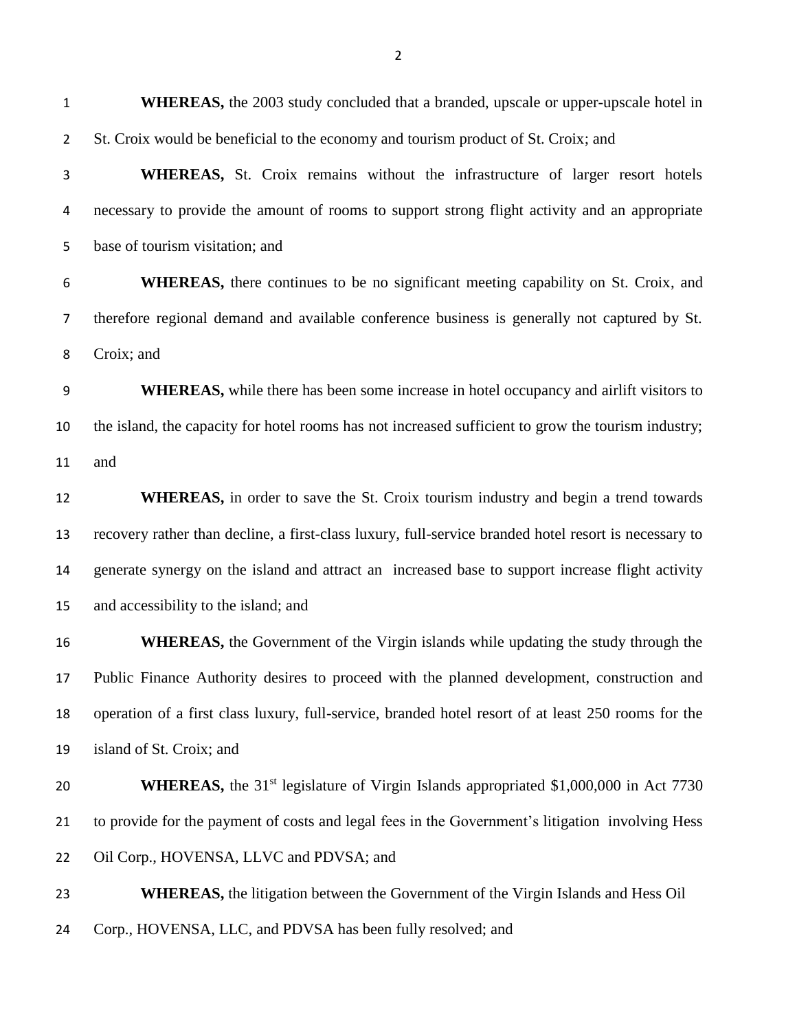**WHEREAS,** the 2003 study concluded that a branded, upscale or upper-upscale hotel in St. Croix would be beneficial to the economy and tourism product of St. Croix; and

**WHEREAS,** St. Croix remains without the infrastructure of larger resort hotels necessary to provide the amount of rooms to support strong flight activity and an appropriate base of tourism visitation; and

**WHEREAS,** there continues to be no significant meeting capability on St. Croix, and therefore regional demand and available conference business is generally not captured by St. Croix; and

**WHEREAS,** while there has been some increase in hotel occupancy and airlift visitors to the island, the capacity for hotel rooms has not increased sufficient to grow the tourism industry; and

**WHEREAS,** in order to save the St. Croix tourism industry and begin a trend towards recovery rather than decline, a first-class luxury, full-service branded hotel resort is necessary to generate synergy on the island and attract an increased base to support increase flight activity and accessibility to the island; and

**WHEREAS,** the Government of the Virgin islands while updating the study through the Public Finance Authority desires to proceed with the planned development, construction and operation of a first class luxury, full-service, branded hotel resort of at least 250 rooms for the island of St. Croix; and

**WHEREAS,** the 31st legislature of Virgin Islands appropriated $1,000,000 in Act 7730 to provide for the payment of costs and legal fees in the Government's litigation involving Hess Oil Corp., HOVENSA, LLVC and PDVSA; and

**WHEREAS,** the litigation between the Government of the Virgin Islands and Hess Oil Corp., HOVENSA, LLC, and PDVSA has been fully resolved; and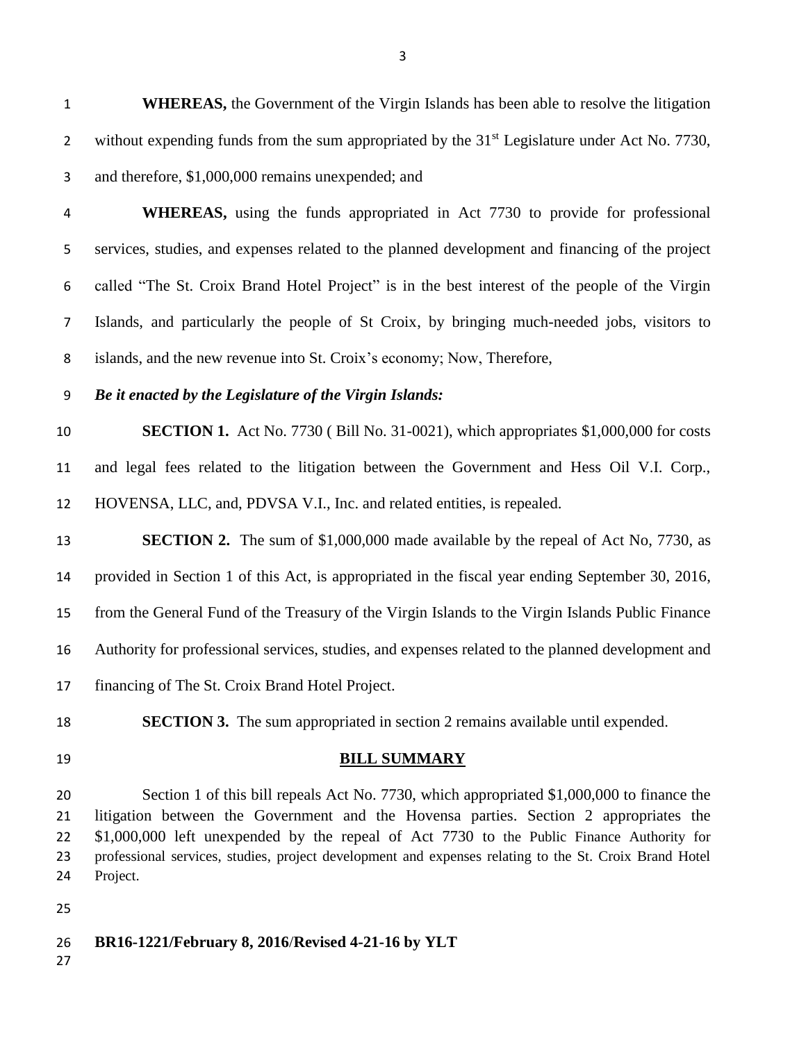**WHEREAS,** the Government of the Virgin Islands has been able to resolve the litigation without expending funds from the sum appropriated by the 31st Legislature under Act No. 7730, and therefore, $1,000,000 remains unexpended; and

**WHEREAS,** using the funds appropriated in Act 7730 to provide for professional services, studies, and expenses related to the planned development and financing of the project called "The St. Croix Brand Hotel Project" is in the best interest of the people of the Virgin Islands, and particularly the people of St Croix, by bringing much-needed jobs, visitors to islands, and the new revenue into St. Croix's economy; Now, Therefore,

***Be it enacted by the Legislature of the Virgin Islands:***

**SECTION 1.** Act No. 7730 ( Bill No. 31-0021), which appropriates $1,000,000 for costs and legal fees related to the litigation between the Government and Hess Oil V.I. Corp., HOVENSA, LLC, and, PDVSA V.I., Inc. and related entities, is repealed.

**SECTION 2.** The sum of $1,000,000 made available by the repeal of Act No, 7730, as provided in Section 1 of this Act, is appropriated in the fiscal year ending September 30, 2016, from the General Fund of the Treasury of the Virgin Islands to the Virgin Islands Public Finance Authority for professional services, studies, and expenses related to the planned development and financing of The St. Croix Brand Hotel Project.

**SECTION 3.** The sum appropriated in section 2 remains available until expended.

**BILL SUMMARY**

Section 1 of this bill repeals Act No. 7730, which appropriated $1,000,000 to finance the litigation between the Government and the Hovensa parties. Section 2 appropriates the $1,000,000 left unexpended by the repeal of Act 7730 to the Public Finance Authority for professional services, studies, project development and expenses relating to the St. Croix Brand Hotel Project.

**BR16-1221/February 8, 2016/Revised 4-21-16 by YLT**